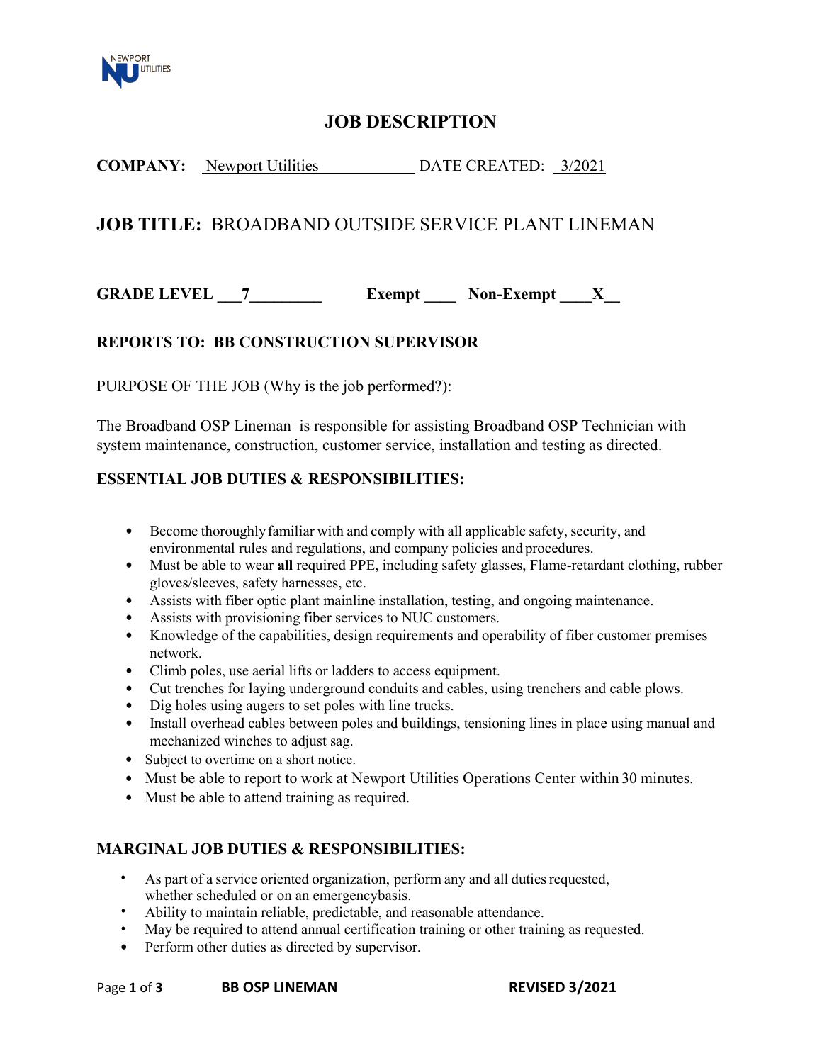NEWPORT UTILITIES

# JOB DESCRIPTION

**COMPANY:** Newport Utilities DATE CREATED: 3/2021

## JOB TITLE: BROADBAND OUTSIDE SERVICE PLANT LINEMAN

**GRADE LEVEL** 7 **Exempt** ____ **Non-Exempt** X

**REPORTS TO: BB CONSTRUCTION SUPERVISOR**

PURPOSE OF THE JOB (Why is the job performed?):

The Broadband OSP Lineman is responsible for assisting Broadband OSP Technician with system maintenance, construction, customer service, installation and testing as directed.

### ESSENTIAL JOB DUTIES & RESPONSIBILITIES:

- Become thoroughly familiar with and comply with all applicable safety, security, and environmental rules and regulations, and company policies and procedures.
- Must be able to wear **all** required PPE, including safety glasses, Flame-retardant clothing, rubber gloves/sleeves, safety harnesses, etc.
- Assists with fiber optic plant mainline installation, testing, and ongoing maintenance.
- Assists with provisioning fiber services to NUC customers.
- Knowledge of the capabilities, design requirements and operability of fiber customer premises network.
- Climb poles, use aerial lifts or ladders to access equipment.
- Cut trenches for laying underground conduits and cables, using trenchers and cable plows.
- Dig holes using augers to set poles with line trucks.
- Install overhead cables between poles and buildings, tensioning lines in place using manual and mechanized winches to adjust sag.
- Subject to overtime on a short notice.
- Must be able to report to work at Newport Utilities Operations Center within 30 minutes.
- Must be able to attend training as required.

### MARGINAL JOB DUTIES & RESPONSIBILITIES:

- As part of a service oriented organization, perform any and all duties requested, whether scheduled or on an emergencybasis.
- Ability to maintain reliable, predictable, and reasonable attendance.
- May be required to attend annual certification training or other training as requested.
- Perform other duties as directed by supervisor.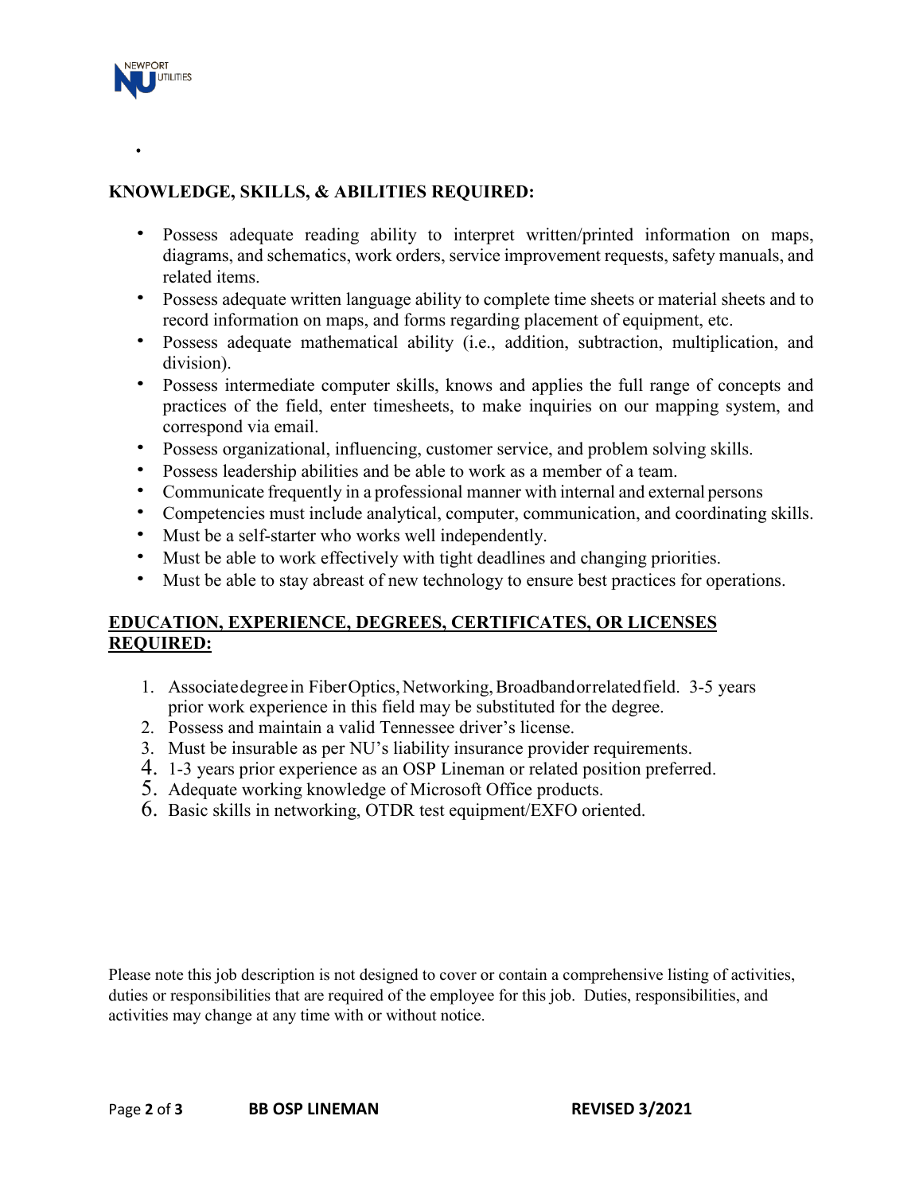## KNOWLEDGE, SKILLS, & ABILITIES REQUIRED:

- Possess adequate reading ability to interpret written/printed information on maps, diagrams, and schematics, work orders, service improvement requests, safety manuals, and related items.
- Possess adequate written language ability to complete time sheets or material sheets and to record information on maps, and forms regarding placement of equipment, etc.
- Possess adequate mathematical ability (i.e., addition, subtraction, multiplication, and division).
- Possess intermediate computer skills, knows and applies the full range of concepts and practices of the field, enter timesheets, to make inquiries on our mapping system, and correspond via email.
- Possess organizational, influencing, customer service, and problem solving skills.
- Possess leadership abilities and be able to work as a member of a team.
- Communicate frequently in a professional manner with internal and external persons
- Competencies must include analytical, computer, communication, and coordinating skills.
- Must be a self-starter who works well independently.
- Must be able to work effectively with tight deadlines and changing priorities.
- Must be able to stay abreast of new technology to ensure best practices for operations.

## EDUCATION, EXPERIENCE, DEGREES, CERTIFICATES, OR LICENSES REQUIRED:

1. Associate degree in Fiber Optics, Networking, Broadband or related field. 3-5 years prior work experience in this field may be substituted for the degree.
2. Possess and maintain a valid Tennessee driver's license.
3. Must be insurable as per NU's liability insurance provider requirements.
4. 1-3 years prior experience as an OSP Lineman or related position preferred.
5. Adequate working knowledge of Microsoft Office products.
6. Basic skills in networking, OTDR test equipment/EXFO oriented.

Please note this job description is not designed to cover or contain a comprehensive listing of activities, duties or responsibilities that are required of the employee for this job. Duties, responsibilities, and activities may change at any time with or without notice.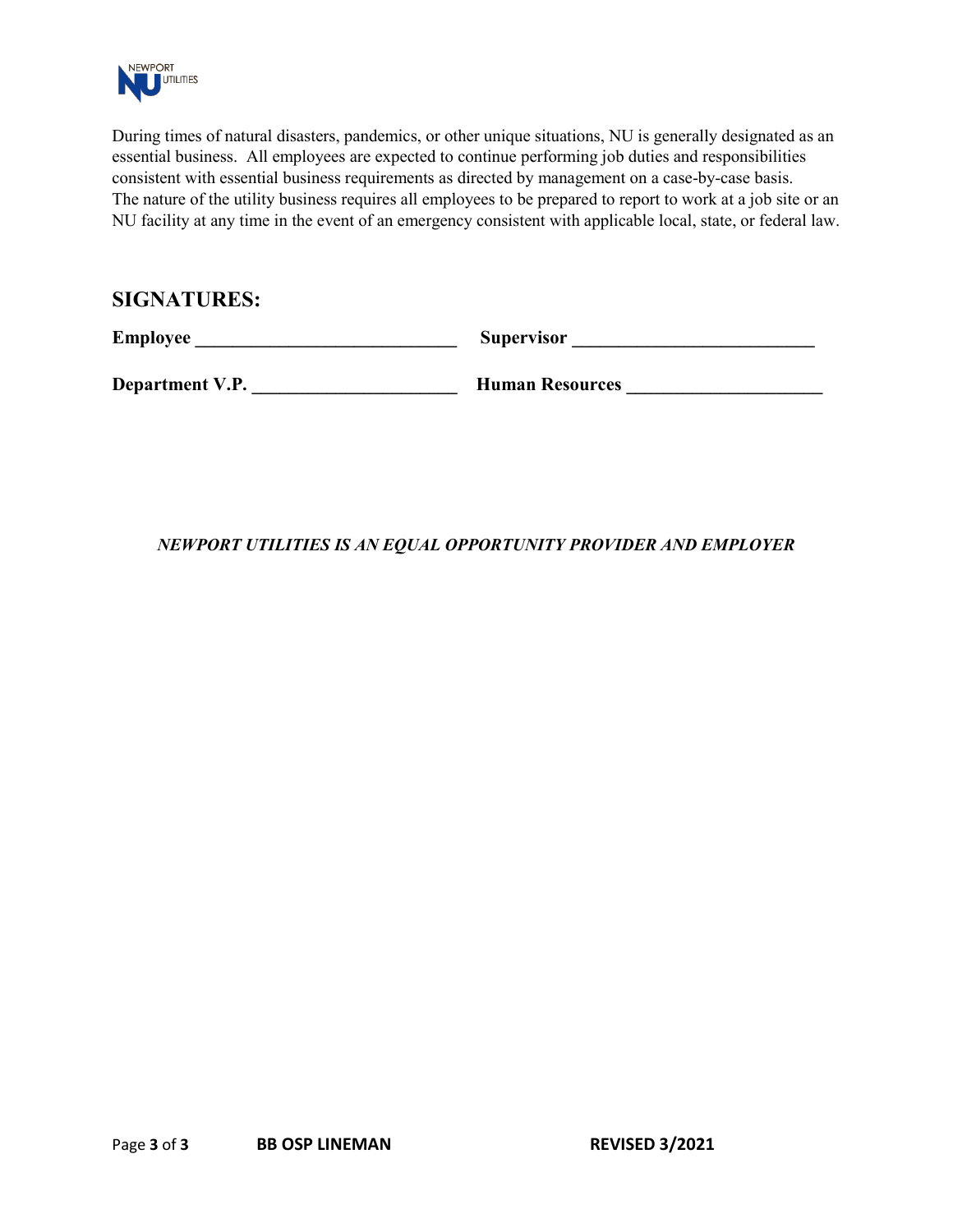During times of natural disasters, pandemics, or other unique situations, NU is generally designated as an essential business. All employees are expected to continue performing job duties and responsibilities consistent with essential business requirements as directed by management on a case-by-case basis. The nature of the utility business requires all employees to be prepared to report to work at a job site or an NU facility at any time in the event of an emergency consistent with applicable local, state, or federal law.

## SIGNATURES:

**Employee** ____________________________ **Supervisor** __________________________

**Department V.P.** ______________________ **Human Resources** ____________________

***NEWPORT UTILITIES IS AN EQUAL OPPORTUNITY PROVIDER AND EMPLOYER***